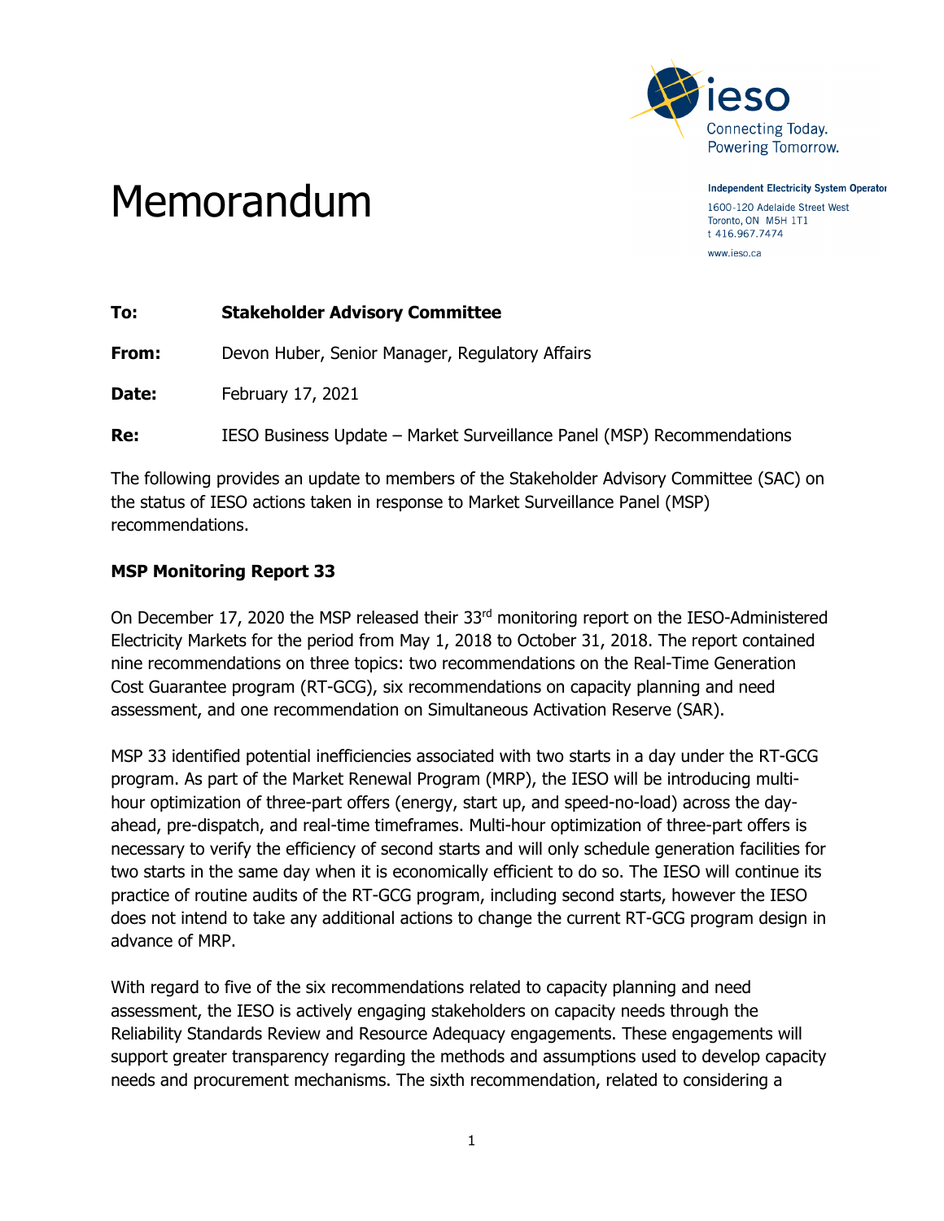# Memorandum

Independent Electricity System Operator
1600-120 Adelaide Street West
Toronto, ON M5H 1T1
t 416.967.7474
www.ieso.ca

**To:** **Stakeholder Advisory Committee**

**From:** Devon Huber, Senior Manager, Regulatory Affairs

**Date:** February 17, 2021

**Re:** IESO Business Update – Market Surveillance Panel (MSP) Recommendations

The following provides an update to members of the Stakeholder Advisory Committee (SAC) on the status of IESO actions taken in response to Market Surveillance Panel (MSP) recommendations.

**MSP Monitoring Report 33**

On December 17, 2020 the MSP released their 33rd monitoring report on the IESO-Administered Electricity Markets for the period from May 1, 2018 to October 31, 2018. The report contained nine recommendations on three topics: two recommendations on the Real-Time Generation Cost Guarantee program (RT-GCG), six recommendations on capacity planning and need assessment, and one recommendation on Simultaneous Activation Reserve (SAR).

MSP 33 identified potential inefficiencies associated with two starts in a day under the RT-GCG program. As part of the Market Renewal Program (MRP), the IESO will be introducing multi-hour optimization of three-part offers (energy, start up, and speed-no-load) across the day-ahead, pre-dispatch, and real-time timeframes. Multi-hour optimization of three-part offers is necessary to verify the efficiency of second starts and will only schedule generation facilities for two starts in the same day when it is economically efficient to do so. The IESO will continue its practice of routine audits of the RT-GCG program, including second starts, however the IESO does not intend to take any additional actions to change the current RT-GCG program design in advance of MRP.

With regard to five of the six recommendations related to capacity planning and need assessment, the IESO is actively engaging stakeholders on capacity needs through the Reliability Standards Review and Resource Adequacy engagements. These engagements will support greater transparency regarding the methods and assumptions used to develop capacity needs and procurement mechanisms. The sixth recommendation, related to considering a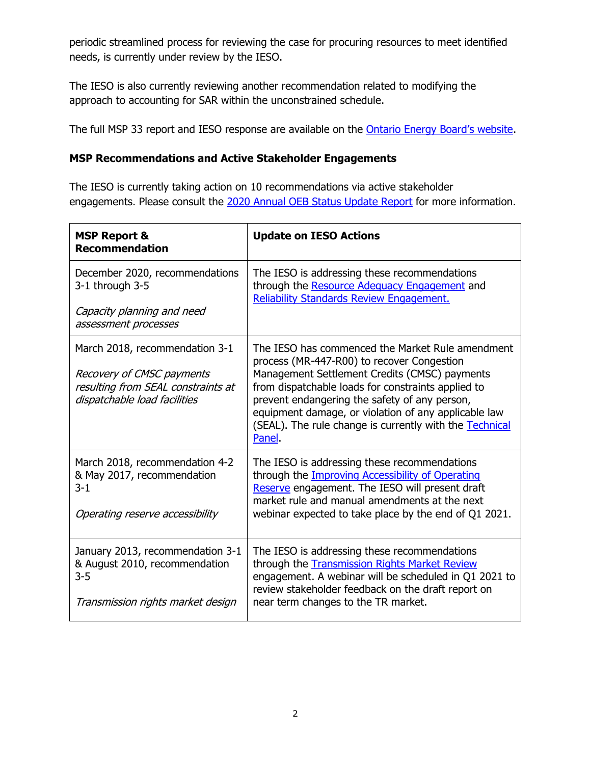periodic streamlined process for reviewing the case for procuring resources to meet identified needs, is currently under review by the IESO.

The IESO is also currently reviewing another recommendation related to modifying the approach to accounting for SAR within the unconstrained schedule.

The full MSP 33 report and IESO response are available on the Ontario Energy Board's website.

**MSP Recommendations and Active Stakeholder Engagements**

The IESO is currently taking action on 10 recommendations via active stakeholder engagements. Please consult the 2020 Annual OEB Status Update Report for more information.

| MSP Report & Recommendation | Update on IESO Actions |
|---|---|
| December 2020, recommendations 3-1 through 3-5<br><br>*Capacity planning and need assessment processes* | The IESO is addressing these recommendations through the Resource Adequacy Engagement and Reliability Standards Review Engagement. |
| March 2018, recommendation 3-1<br><br>*Recovery of CMSC payments resulting from SEAL constraints at dispatchable load facilities* | The IESO has commenced the Market Rule amendment process (MR-447-R00) to recover Congestion Management Settlement Credits (CMSC) payments from dispatchable loads for constraints applied to prevent endangering the safety of any person, equipment damage, or violation of any applicable law (SEAL). The rule change is currently with the Technical Panel. |
| March 2018, recommendation 4-2 & May 2017, recommendation 3-1<br><br>*Operating reserve accessibility* | The IESO is addressing these recommendations through the Improving Accessibility of Operating Reserve engagement. The IESO will present draft market rule and manual amendments at the next webinar expected to take place by the end of Q1 2021. |
| January 2013, recommendation 3-1 & August 2010, recommendation 3-5<br><br>*Transmission rights market design* | The IESO is addressing these recommendations through the Transmission Rights Market Review engagement. A webinar will be scheduled in Q1 2021 to review stakeholder feedback on the draft report on near term changes to the TR market. |